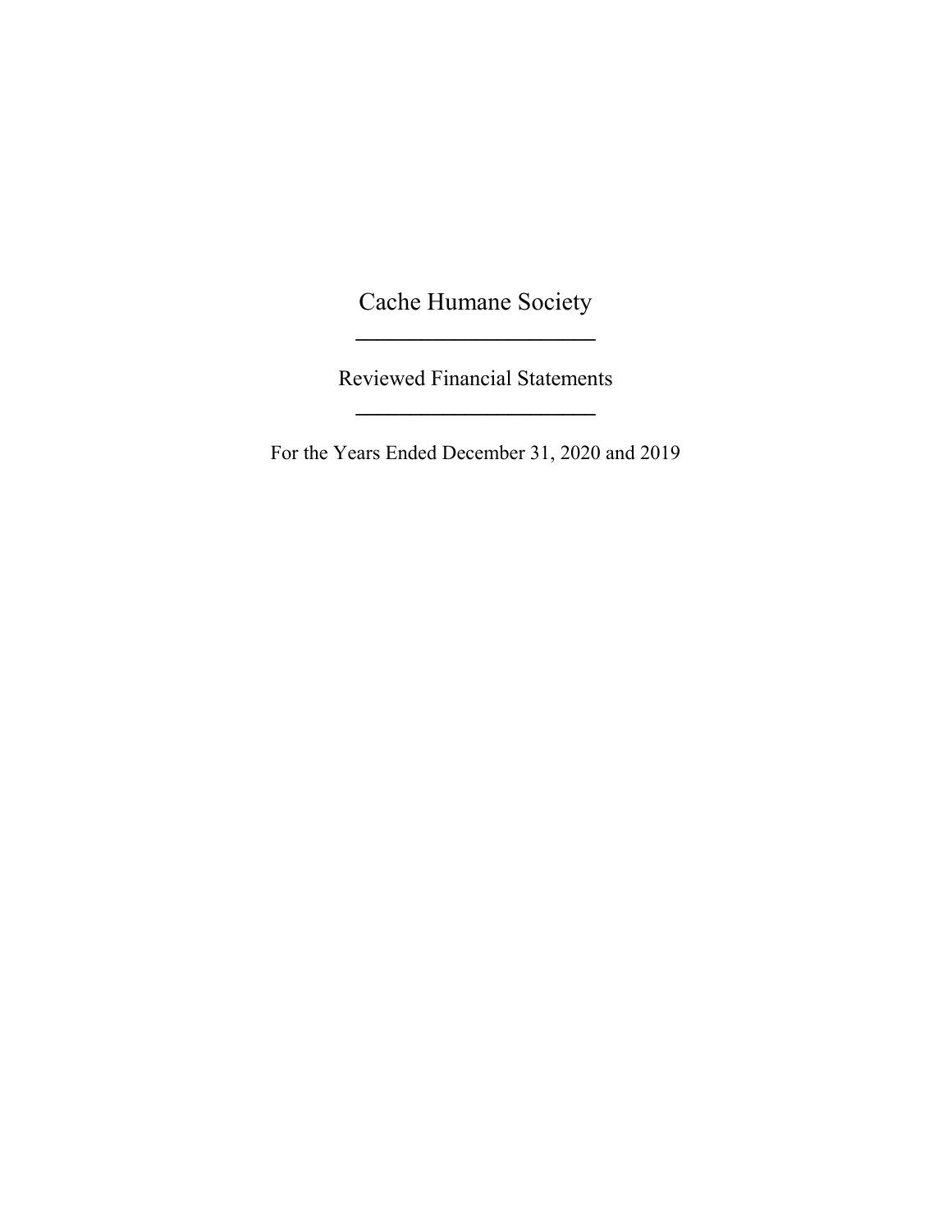# Cache Humane Society

## Reviewed Financial Statements

For the Years Ended December 31, 2020 and 2019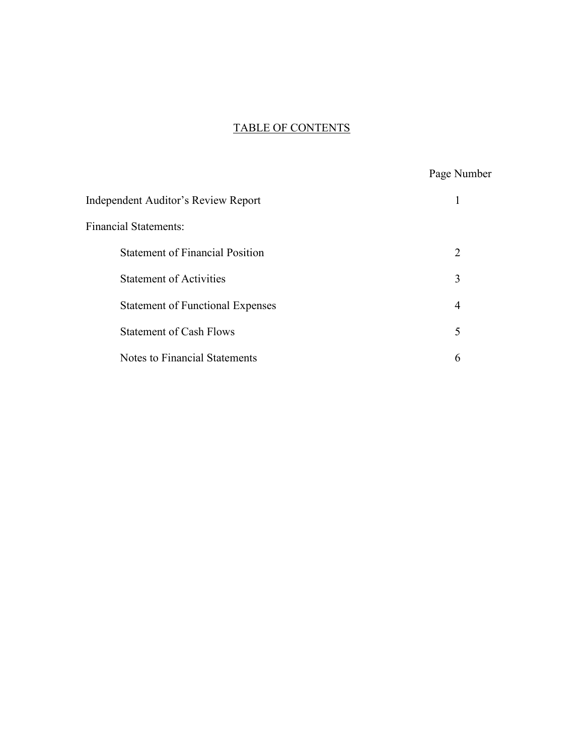# TABLE OF CONTENTS

| | Page Number |
|---|---|
| Independent Auditor's Review Report | 1 |
| Financial Statements: | |
| Statement of Financial Position | 2 |
| Statement of Activities | 3 |
| Statement of Functional Expenses | 4 |
| Statement of Cash Flows | 5 |
| Notes to Financial Statements | 6 |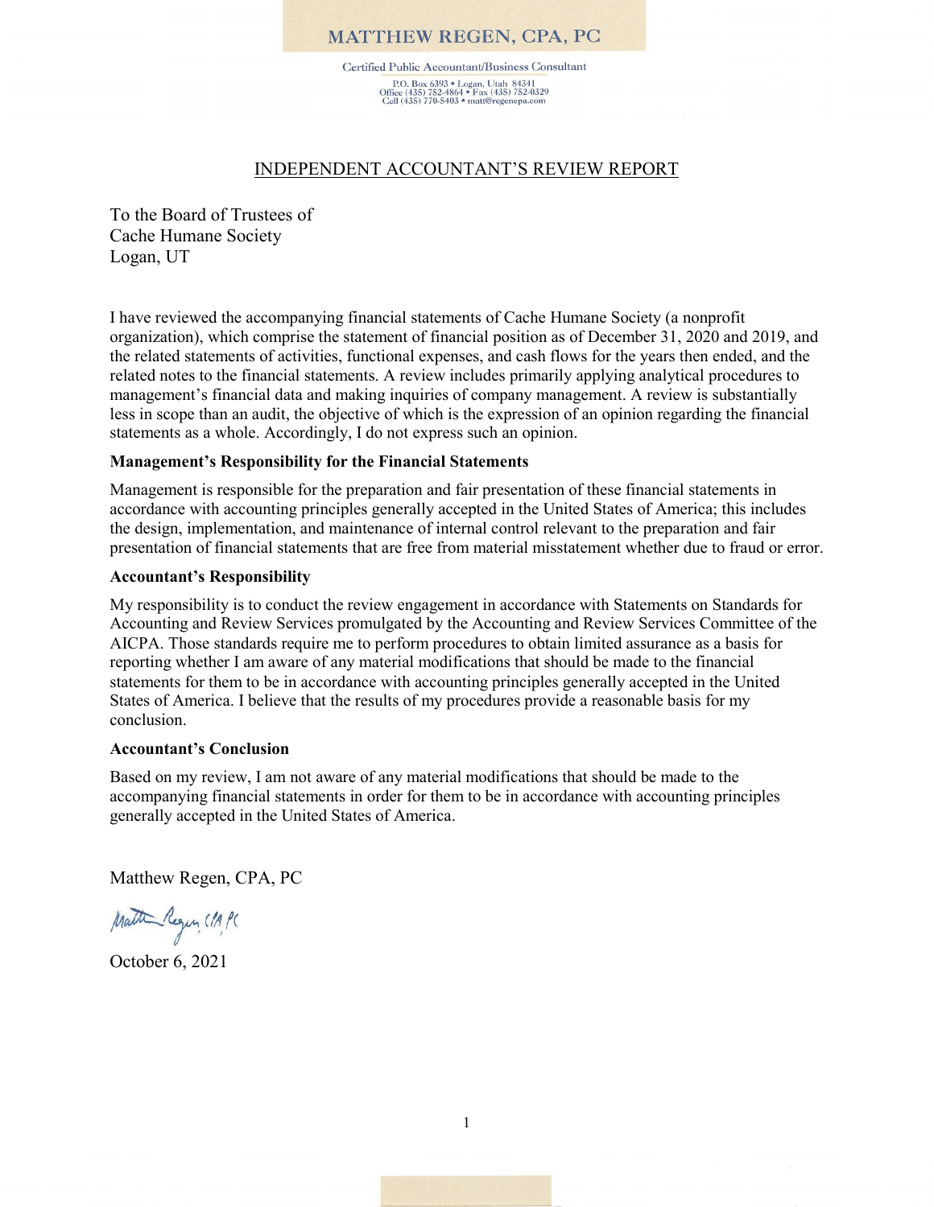# MATTHEW REGEN, CPA, PC

Certified Public Accountant/Business Consultant

P.O. Box 6393 • Logan, Utah 84341
Office (435) 752-4864 • Fax (435) 752-0329
Cell (435) 770-5403 • matt@regencpa.com

## INDEPENDENT ACCOUNTANT'S REVIEW REPORT

To the Board of Trustees of
Cache Humane Society
Logan, UT

I have reviewed the accompanying financial statements of Cache Humane Society (a nonprofit organization), which comprise the statement of financial position as of December 31, 2020 and 2019, and the related statements of activities, functional expenses, and cash flows for the years then ended, and the related notes to the financial statements. A review includes primarily applying analytical procedures to management's financial data and making inquiries of company management. A review is substantially less in scope than an audit, the objective of which is the expression of an opinion regarding the financial statements as a whole. Accordingly, I do not express such an opinion.

**Management's Responsibility for the Financial Statements**

Management is responsible for the preparation and fair presentation of these financial statements in accordance with accounting principles generally accepted in the United States of America; this includes the design, implementation, and maintenance of internal control relevant to the preparation and fair presentation of financial statements that are free from material misstatement whether due to fraud or error.

**Accountant's Responsibility**

My responsibility is to conduct the review engagement in accordance with Statements on Standards for Accounting and Review Services promulgated by the Accounting and Review Services Committee of the AICPA. Those standards require me to perform procedures to obtain limited assurance as a basis for reporting whether I am aware of any material modifications that should be made to the financial statements for them to be in accordance with accounting principles generally accepted in the United States of America. I believe that the results of my procedures provide a reasonable basis for my conclusion.

**Accountant's Conclusion**

Based on my review, I am not aware of any material modifications that should be made to the accompanying financial statements in order for them to be in accordance with accounting principles generally accepted in the United States of America.

Matthew Regen, CPA, PC

Matthew Regen CPA PC

October 6, 2021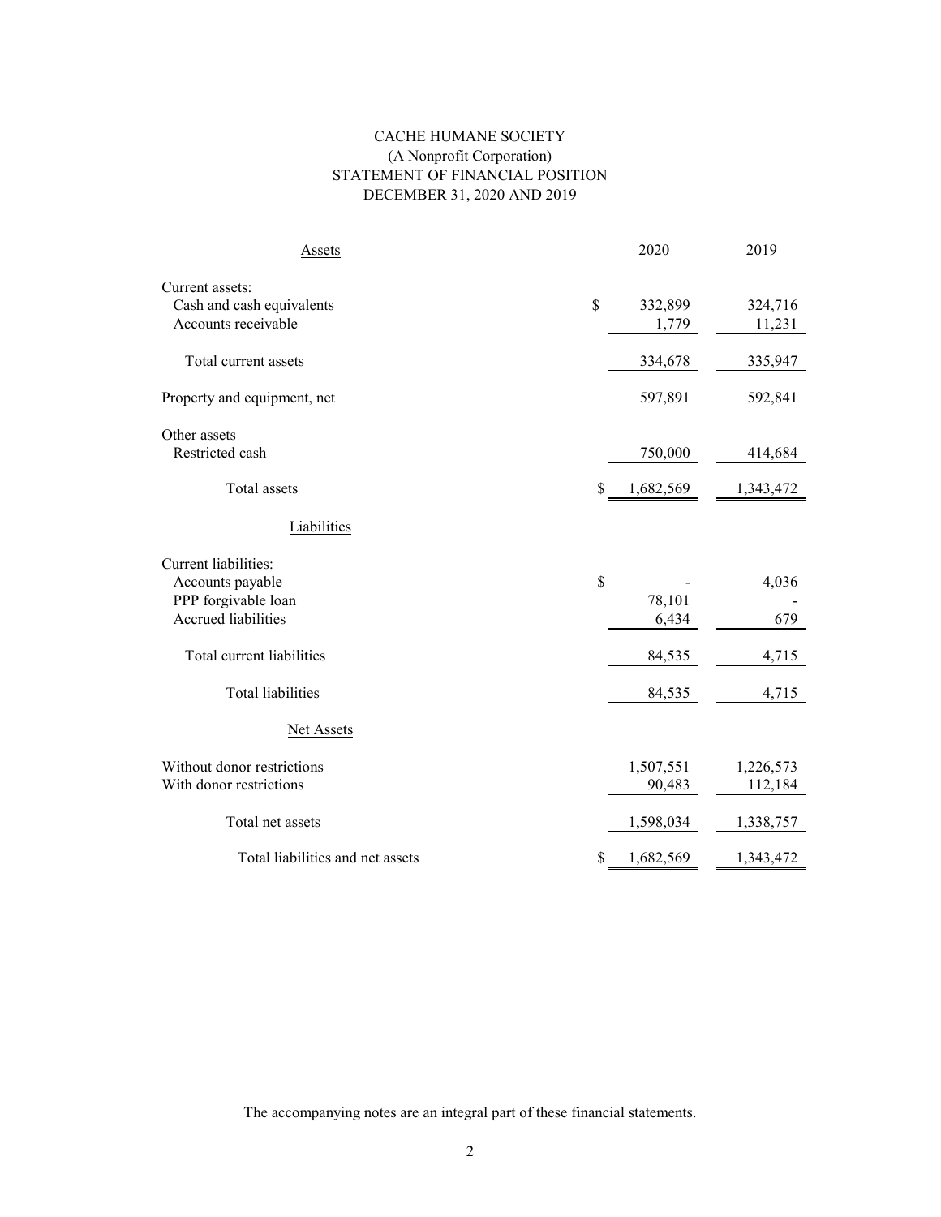# CACHE HUMANE SOCIETY

(A Nonprofit Corporation)

STATEMENT OF FINANCIAL POSITION

DECEMBER 31, 2020 AND 2019

| Assets | | 2020 | 2019 |
|---|---|---|---|
| Current assets: | | | |
| Cash and cash equivalents | $ | 332,899 | 324,716 |
| Accounts receivable | | 1,779 | 11,231 |
| Total current assets | | 334,678 | 335,947 |
| Property and equipment, net | | 597,891 | 592,841 |
| Other assets | | | |
| Restricted cash | | 750,000 | 414,684 |
| Total assets | $ | 1,682,569 | 1,343,472 |
| **Liabilities** | | | |
| Current liabilities: | | | |
| Accounts payable | $ | - | 4,036 |
| PPP forgivable loan | | 78,101 | - |
| Accrued liabilities | | 6,434 | 679 |
| Total current liabilities | | 84,535 | 4,715 |
| Total liabilities | | 84,535 | 4,715 |
| **Net Assets** | | | |
| Without donor restrictions | | 1,507,551 | 1,226,573 |
| With donor restrictions | | 90,483 | 112,184 |
| Total net assets | | 1,598,034 | 1,338,757 |
| Total liabilities and net assets | $ | 1,682,569 | 1,343,472 |

The accompanying notes are an integral part of these financial statements.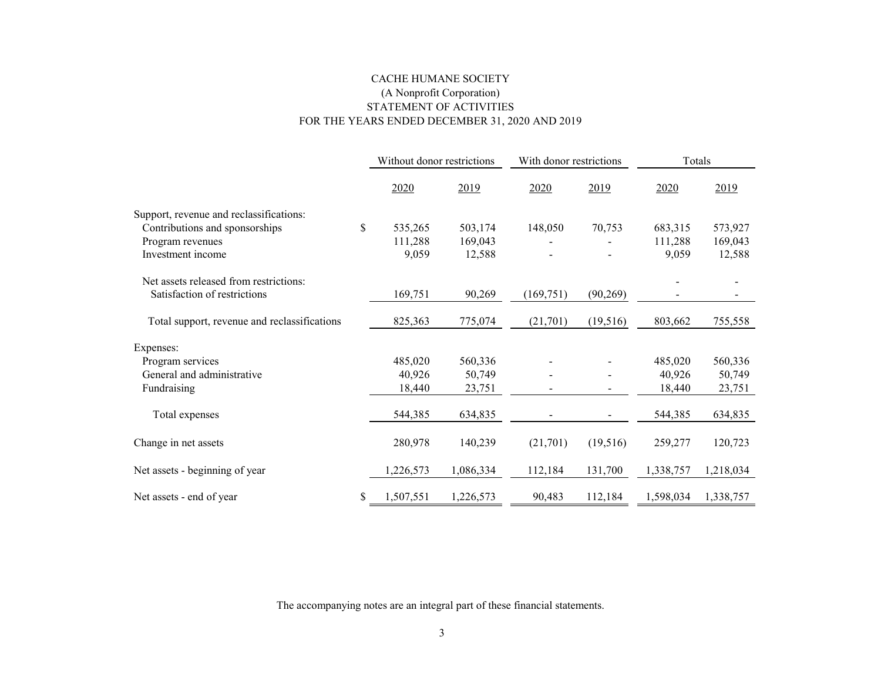# CACHE HUMANE SOCIETY
## (A Nonprofit Corporation)
## STATEMENT OF ACTIVITIES
## FOR THE YEARS ENDED DECEMBER 31, 2020 AND 2019

| | Without donor restrictions | | With donor restrictions | | Totals | |
|---|---|---|---|---|---|---|
| | 2020 | 2019 | 2020 | 2019 | 2020 | 2019 |
| Support, revenue and reclassifications: | | | | | | |
| Contributions and sponsorships | $ 535,265 | 503,174 | 148,050 | 70,753 | 683,315 | 573,927 |
| Program revenues | 111,288 | 169,043 | - | - | 111,288 | 169,043 |
| Investment income | 9,059 | 12,588 | - | - | 9,059 | 12,588 |
| Net assets released from restrictions: | | | | | - | - |
| Satisfaction of restrictions | 169,751 | 90,269 | (169,751) | (90,269) | - | - |
| Total support, revenue and reclassifications | 825,363 | 775,074 | (21,701) | (19,516) | 803,662 | 755,558 |
| Expenses: | | | | | | |
| Program services | 485,020 | 560,336 | - | - | 485,020 | 560,336 |
| General and administrative | 40,926 | 50,749 | - | - | 40,926 | 50,749 |
| Fundraising | 18,440 | 23,751 | - | - | 18,440 | 23,751 |
| Total expenses | 544,385 | 634,835 | - | - | 544,385 | 634,835 |
| Change in net assets | 280,978 | 140,239 | (21,701) | (19,516) | 259,277 | 120,723 |
| Net assets - beginning of year | 1,226,573 | 1,086,334 | 112,184 | 131,700 | 1,338,757 | 1,218,034 |
| Net assets - end of year | $ 1,507,551 | 1,226,573 | 90,483 | 112,184 | 1,598,034 | 1,338,757 |

The accompanying notes are an integral part of these financial statements.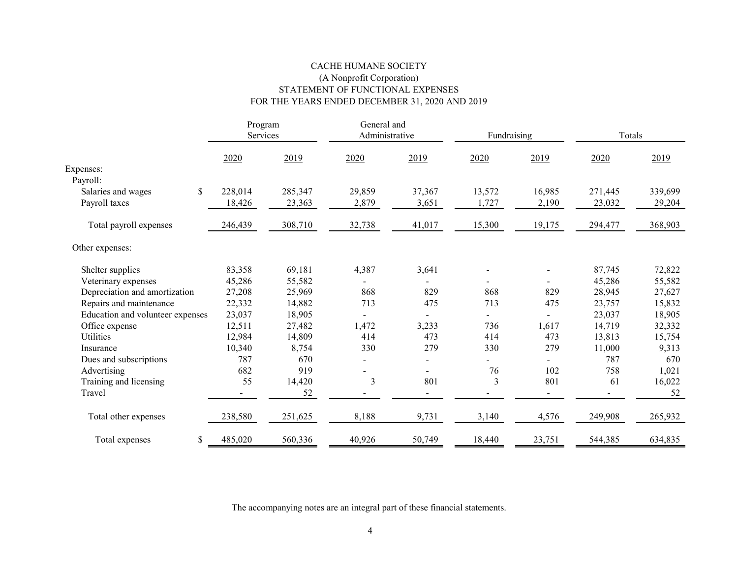# CACHE HUMANE SOCIETY

(A Nonprofit Corporation)

STATEMENT OF FUNCTIONAL EXPENSES

FOR THE YEARS ENDED DECEMBER 31, 2020 AND 2019

| | Program Services | | General and Administrative | | Fundraising | | Totals | |
|---|---|---|---|---|---|---|---|---|
| | 2020 | 2019 | 2020 | 2019 | 2020 | 2019 | 2020 | 2019 |
| Expenses: | | | | | | | | |
| Payroll: | | | | | | | | |
| Salaries and wages | $ 228,014 | 285,347 | 29,859 | 37,367 | 13,572 | 16,985 | 271,445 | 339,699 |
| Payroll taxes | 18,426 | 23,363 | 2,879 | 3,651 | 1,727 | 2,190 | 23,032 | 29,204 |
| Total payroll expenses | 246,439 | 308,710 | 32,738 | 41,017 | 15,300 | 19,175 | 294,477 | 368,903 |
| Other expenses: | | | | | | | | |
| Shelter supplies | 83,358 | 69,181 | 4,387 | 3,641 | - | - | 87,745 | 72,822 |
| Veterinary expenses | 45,286 | 55,582 | - | - | - | - | 45,286 | 55,582 |
| Depreciation and amortization | 27,208 | 25,969 | 868 | 829 | 868 | 829 | 28,945 | 27,627 |
| Repairs and maintenance | 22,332 | 14,882 | 713 | 475 | 713 | 475 | 23,757 | 15,832 |
| Education and volunteer expenses | 23,037 | 18,905 | - | - | - | - | 23,037 | 18,905 |
| Office expense | 12,511 | 27,482 | 1,472 | 3,233 | 736 | 1,617 | 14,719 | 32,332 |
| Utilities | 12,984 | 14,809 | 414 | 473 | 414 | 473 | 13,813 | 15,754 |
| Insurance | 10,340 | 8,754 | 330 | 279 | 330 | 279 | 11,000 | 9,313 |
| Dues and subscriptions | 787 | 670 | - | - | - | - | 787 | 670 |
| Advertising | 682 | 919 | - | - | 76 | 102 | 758 | 1,021 |
| Training and licensing | 55 | 14,420 | 3 | 801 | 3 | 801 | 61 | 16,022 |
| Travel | - | 52 | - | - | - | - | - | 52 |
| Total other expenses | 238,580 | 251,625 | 8,188 | 9,731 | 3,140 | 4,576 | 249,908 | 265,932 |
| Total expenses | $ 485,020 | 560,336 | 40,926 | 50,749 | 18,440 | 23,751 | 544,385 | 634,835 |

The accompanying notes are an integral part of these financial statements.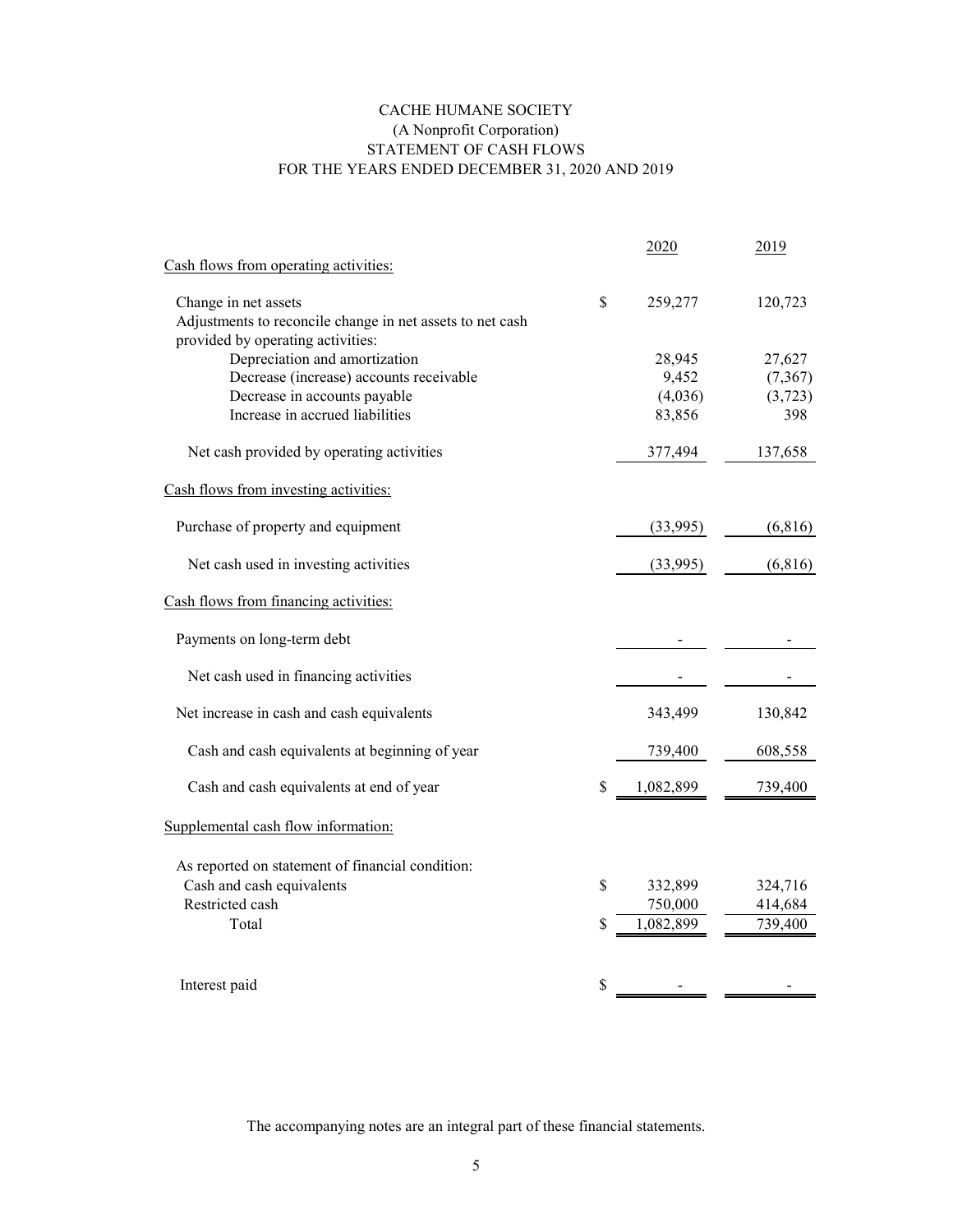# CACHE HUMANE SOCIETY
## (A Nonprofit Corporation)
## STATEMENT OF CASH FLOWS
## FOR THE YEARS ENDED DECEMBER 31, 2020 AND 2019

| | | 2020 | 2019 |
|---|---|---|---|
| Cash flows from operating activities: | | | |
| Change in net assets | $ | 259,277 | 120,723 |
| Adjustments to reconcile change in net assets to net cash provided by operating activities: | | | |
| Depreciation and amortization | | 28,945 | 27,627 |
| Decrease (increase) accounts receivable | | 9,452 | (7,367) |
| Decrease in accounts payable | | (4,036) | (3,723) |
| Increase in accrued liabilities | | 83,856 | 398 |
| Net cash provided by operating activities | | 377,494 | 137,658 |
| Cash flows from investing activities: | | | |
| Purchase of property and equipment | | (33,995) | (6,816) |
| Net cash used in investing activities | | (33,995) | (6,816) |
| Cash flows from financing activities: | | | |
| Payments on long-term debt | | - | - |
| Net cash used in financing activities | | - | - |
| Net increase in cash and cash equivalents | | 343,499 | 130,842 |
| Cash and cash equivalents at beginning of year | | 739,400 | 608,558 |
| Cash and cash equivalents at end of year | $ | 1,082,899 | 739,400 |
| Supplemental cash flow information: | | | |
| As reported on statement of financial condition: | | | |
| Cash and cash equivalents | $ | 332,899 | 324,716 |
| Restricted cash | | 750,000 | 414,684 |
| Total | $ | 1,082,899 | 739,400 |
| Interest paid | $ | - | - |

The accompanying notes are an integral part of these financial statements.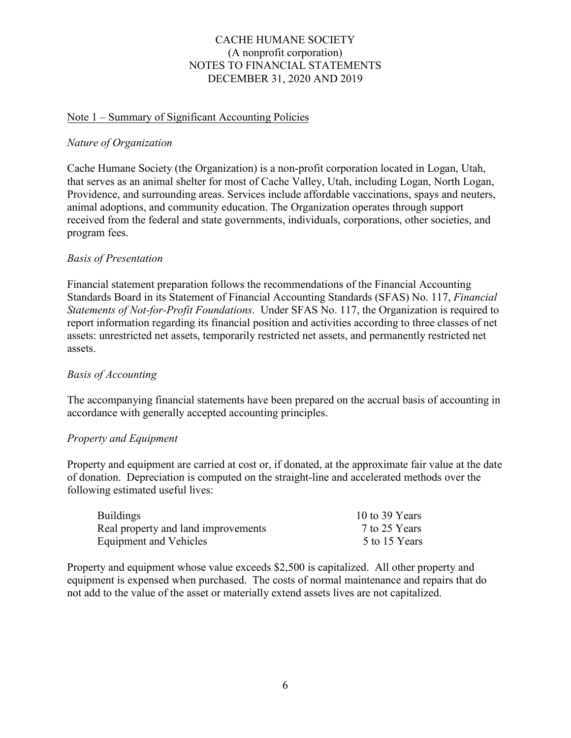# CACHE HUMANE SOCIETY
(A nonprofit corporation)
NOTES TO FINANCIAL STATEMENTS
DECEMBER 31, 2020 AND 2019

## Note 1 – Summary of Significant Accounting Policies

*Nature of Organization*

Cache Humane Society (the Organization) is a non-profit corporation located in Logan, Utah, that serves as an animal shelter for most of Cache Valley, Utah, including Logan, North Logan, Providence, and surrounding areas. Services include affordable vaccinations, spays and neuters, animal adoptions, and community education. The Organization operates through support received from the federal and state governments, individuals, corporations, other societies, and program fees.

*Basis of Presentation*

Financial statement preparation follows the recommendations of the Financial Accounting Standards Board in its Statement of Financial Accounting Standards (SFAS) No. 117, *Financial Statements of Not-for-Profit Foundations*. Under SFAS No. 117, the Organization is required to report information regarding its financial position and activities according to three classes of net assets: unrestricted net assets, temporarily restricted net assets, and permanently restricted net assets.

*Basis of Accounting*

The accompanying financial statements have been prepared on the accrual basis of accounting in accordance with generally accepted accounting principles.

*Property and Equipment*

Property and equipment are carried at cost or, if donated, at the approximate fair value at the date of donation. Depreciation is computed on the straight-line and accelerated methods over the following estimated useful lives:

| | |
|---|---|
| Buildings | 10 to 39 Years |
| Real property and land improvements | 7 to 25 Years |
| Equipment and Vehicles | 5 to 15 Years |

Property and equipment whose value exceeds $2,500 is capitalized. All other property and equipment is expensed when purchased. The costs of normal maintenance and repairs that do not add to the value of the asset or materially extend assets lives are not capitalized.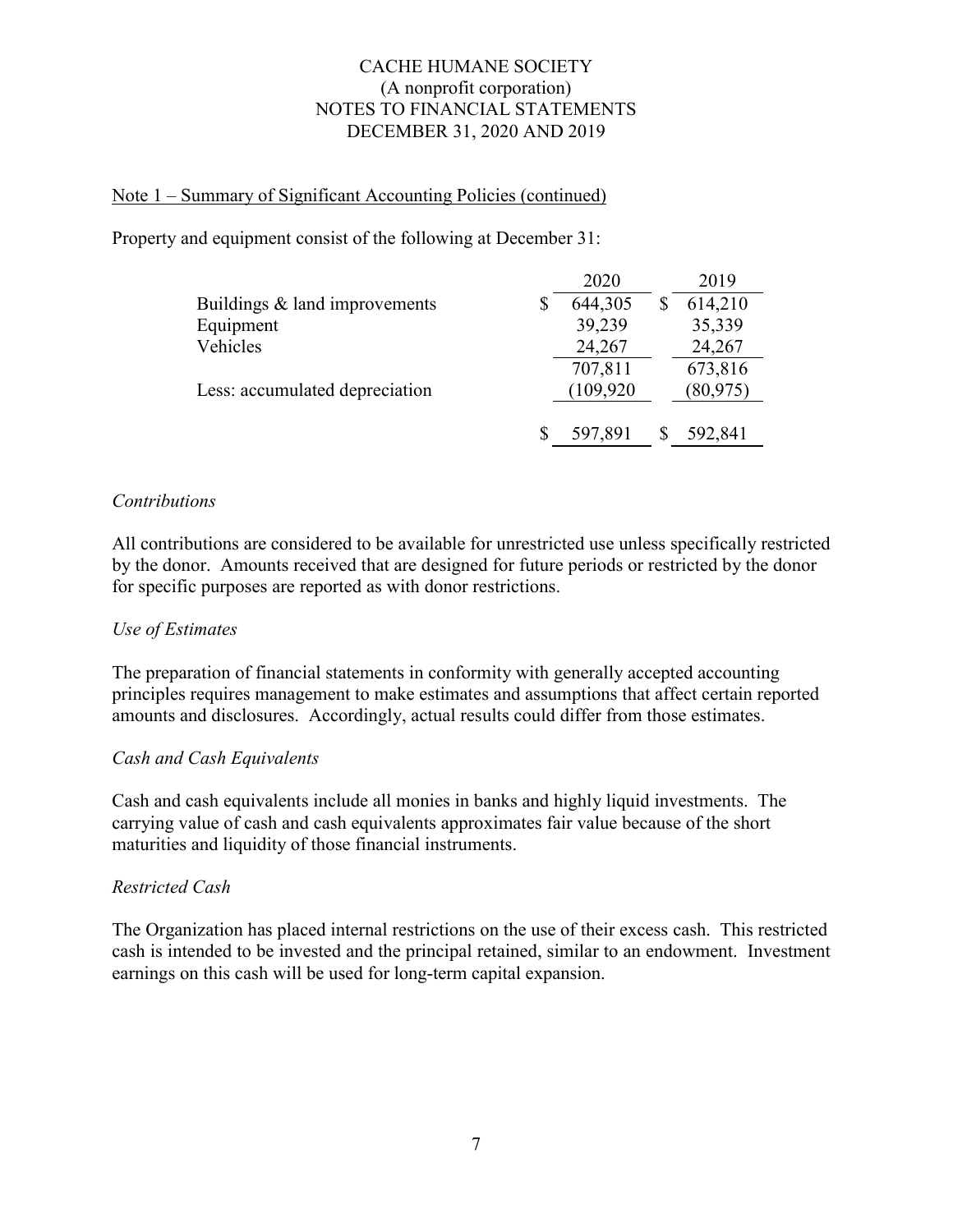CACHE HUMANE SOCIETY
(A nonprofit corporation)
NOTES TO FINANCIAL STATEMENTS
DECEMBER 31, 2020 AND 2019

Note 1 – Summary of Significant Accounting Policies (continued)

Property and equipment consist of the following at December 31:

| | 2020 | 2019 |
|---|---|---|
| Buildings & land improvements | $ 644,305 | $ 614,210 |
| Equipment | 39,239 | 35,339 |
| Vehicles | 24,267 | 24,267 |
| | 707,811 | 673,816 |
| Less: accumulated depreciation | (109,920 | (80,975) |
| | $ 597,891 | $ 592,841 |

*Contributions*

All contributions are considered to be available for unrestricted use unless specifically restricted by the donor. Amounts received that are designed for future periods or restricted by the donor for specific purposes are reported as with donor restrictions.

*Use of Estimates*

The preparation of financial statements in conformity with generally accepted accounting principles requires management to make estimates and assumptions that affect certain reported amounts and disclosures. Accordingly, actual results could differ from those estimates.

*Cash and Cash Equivalents*

Cash and cash equivalents include all monies in banks and highly liquid investments. The carrying value of cash and cash equivalents approximates fair value because of the short maturities and liquidity of those financial instruments.

*Restricted Cash*

The Organization has placed internal restrictions on the use of their excess cash. This restricted cash is intended to be invested and the principal retained, similar to an endowment. Investment earnings on this cash will be used for long-term capital expansion.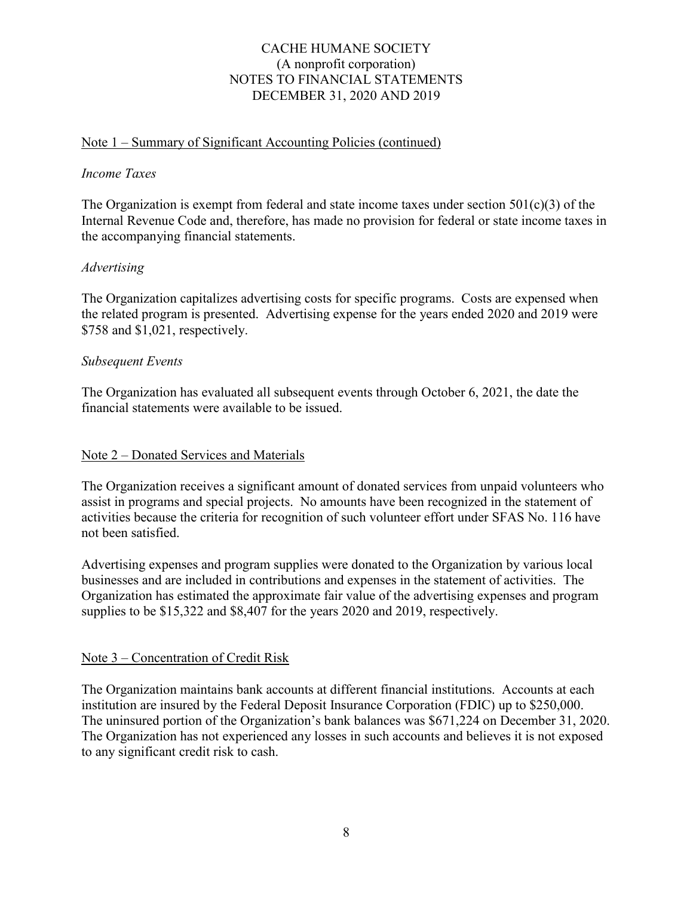## Note 1 – Summary of Significant Accounting Policies (continued)

*Income Taxes*

The Organization is exempt from federal and state income taxes under section 501(c)(3) of the Internal Revenue Code and, therefore, has made no provision for federal or state income taxes in the accompanying financial statements.

*Advertising*

The Organization capitalizes advertising costs for specific programs. Costs are expensed when the related program is presented. Advertising expense for the years ended 2020 and 2019 were $758 and $1,021, respectively.

*Subsequent Events*

The Organization has evaluated all subsequent events through October 6, 2021, the date the financial statements were available to be issued.

## Note 2 – Donated Services and Materials

The Organization receives a significant amount of donated services from unpaid volunteers who assist in programs and special projects. No amounts have been recognized in the statement of activities because the criteria for recognition of such volunteer effort under SFAS No. 116 have not been satisfied.

Advertising expenses and program supplies were donated to the Organization by various local businesses and are included in contributions and expenses in the statement of activities. The Organization has estimated the approximate fair value of the advertising expenses and program supplies to be $15,322 and $8,407 for the years 2020 and 2019, respectively.

## Note 3 – Concentration of Credit Risk

The Organization maintains bank accounts at different financial institutions. Accounts at each institution are insured by the Federal Deposit Insurance Corporation (FDIC) up to $250,000. The uninsured portion of the Organization's bank balances was $671,224 on December 31, 2020. The Organization has not experienced any losses in such accounts and believes it is not exposed to any significant credit risk to cash.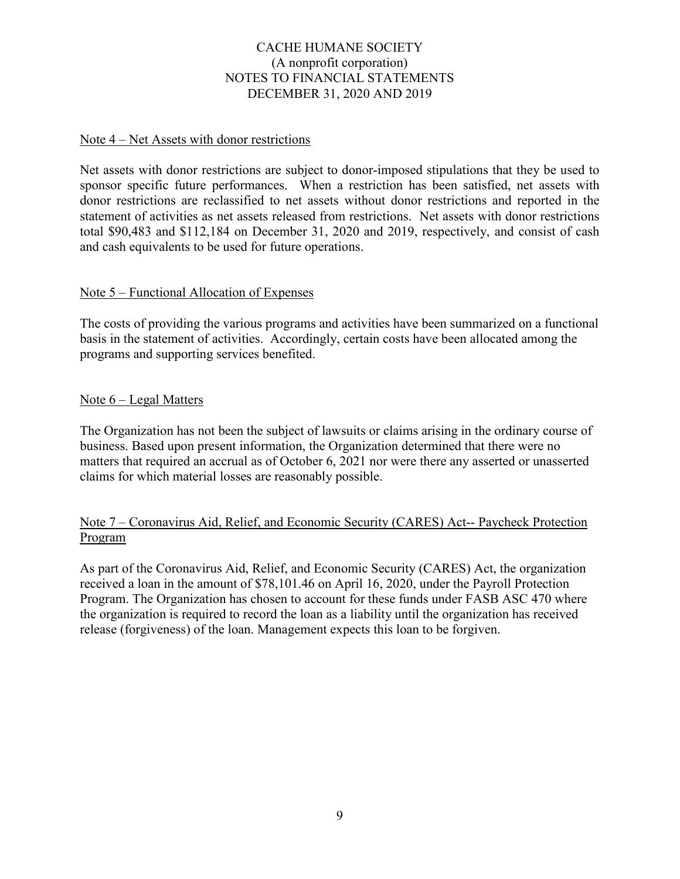# CACHE HUMANE SOCIETY
(A nonprofit corporation)
NOTES TO FINANCIAL STATEMENTS
DECEMBER 31, 2020 AND 2019

## Note 4 – Net Assets with donor restrictions

Net assets with donor restrictions are subject to donor-imposed stipulations that they be used to sponsor specific future performances. When a restriction has been satisfied, net assets with donor restrictions are reclassified to net assets without donor restrictions and reported in the statement of activities as net assets released from restrictions. Net assets with donor restrictions total $90,483 and $112,184 on December 31, 2020 and 2019, respectively, and consist of cash and cash equivalents to be used for future operations.

## Note 5 – Functional Allocation of Expenses

The costs of providing the various programs and activities have been summarized on a functional basis in the statement of activities. Accordingly, certain costs have been allocated among the programs and supporting services benefited.

## Note 6 – Legal Matters

The Organization has not been the subject of lawsuits or claims arising in the ordinary course of business. Based upon present information, the Organization determined that there were no matters that required an accrual as of October 6, 2021 nor were there any asserted or unasserted claims for which material losses are reasonably possible.

## Note 7 – Coronavirus Aid, Relief, and Economic Security (CARES) Act-- Paycheck Protection Program

As part of the Coronavirus Aid, Relief, and Economic Security (CARES) Act, the organization received a loan in the amount of $78,101.46 on April 16, 2020, under the Payroll Protection Program. The Organization has chosen to account for these funds under FASB ASC 470 where the organization is required to record the loan as a liability until the organization has received release (forgiveness) of the loan. Management expects this loan to be forgiven.